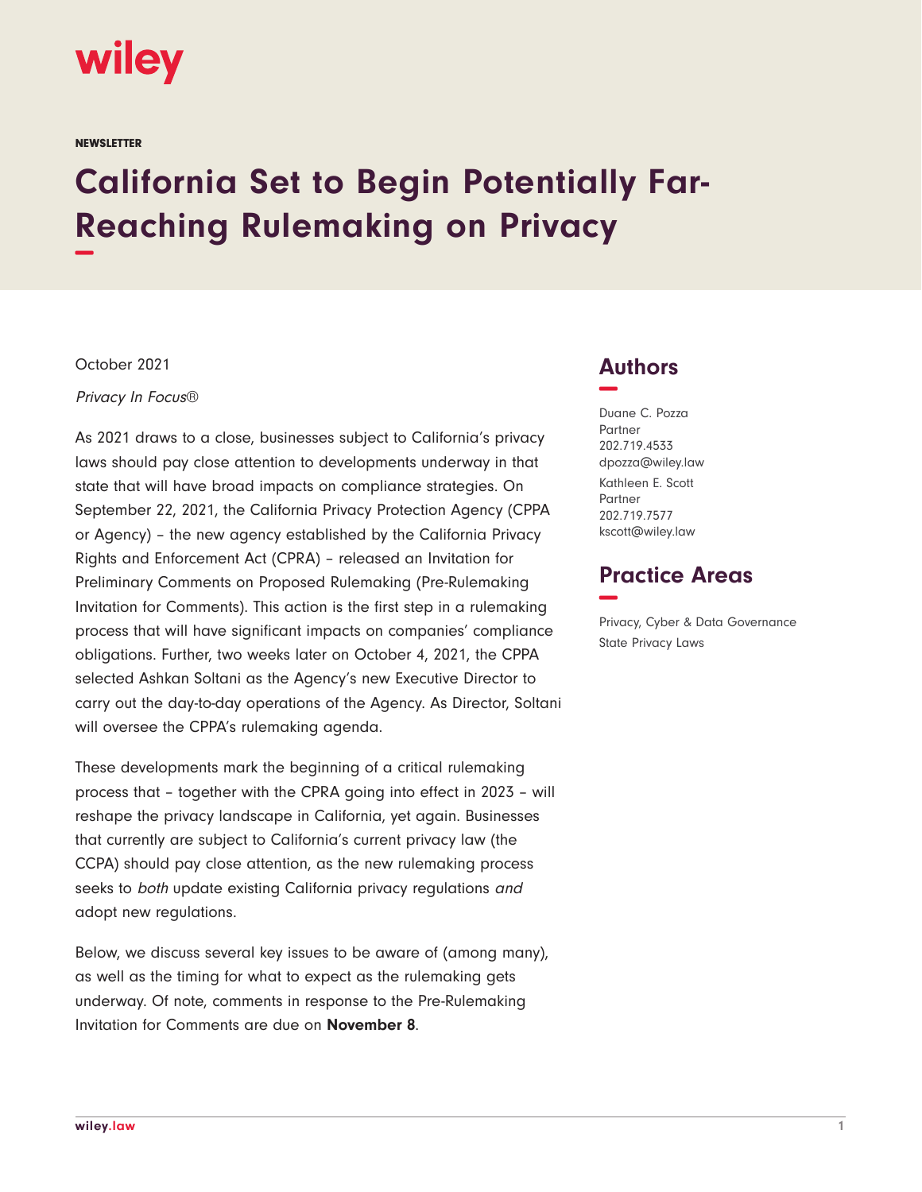wiley

NEWSLETTER

# California Set to Begin Potentially Far-Reaching Rulemaking on Privacy

October 2021

*Privacy In Focus®*

As 2021 draws to a close, businesses subject to California's privacy laws should pay close attention to developments underway in that state that will have broad impacts on compliance strategies. On September 22, 2021, the California Privacy Protection Agency (CPPA or Agency) – the new agency established by the California Privacy Rights and Enforcement Act (CPRA) – released an Invitation for Preliminary Comments on Proposed Rulemaking (Pre-Rulemaking Invitation for Comments). This action is the first step in a rulemaking process that will have significant impacts on companies' compliance obligations. Further, two weeks later on October 4, 2021, the CPPA selected Ashkan Soltani as the Agency's new Executive Director to carry out the day-to-day operations of the Agency. As Director, Soltani will oversee the CPPA's rulemaking agenda.

These developments mark the beginning of a critical rulemaking process that – together with the CPRA going into effect in 2023 – will reshape the privacy landscape in California, yet again. Businesses that currently are subject to California's current privacy law (the CCPA) should pay close attention, as the new rulemaking process seeks to *both* update existing California privacy regulations *and* adopt new regulations.

Below, we discuss several key issues to be aware of (among many), as well as the timing for what to expect as the rulemaking gets underway. Of note, comments in response to the Pre-Rulemaking Invitation for Comments are due on **November 8**.

## Authors

Duane C. Pozza
Partner
202.719.4533
dpozza@wiley.law

Kathleen E. Scott
Partner
202.719.7577
kscott@wiley.law

## Practice Areas

Privacy, Cyber & Data Governance
State Privacy Laws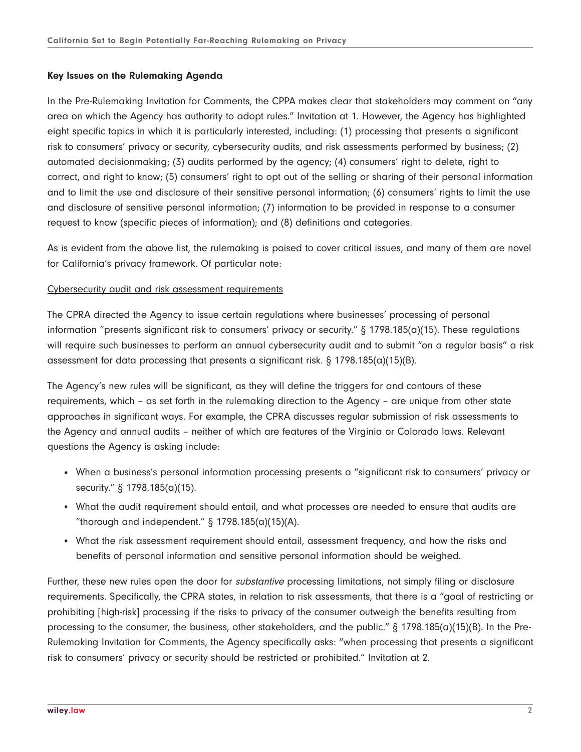**Key Issues on the Rulemaking Agenda**

In the Pre-Rulemaking Invitation for Comments, the CPPA makes clear that stakeholders may comment on "any area on which the Agency has authority to adopt rules." Invitation at 1. However, the Agency has highlighted eight specific topics in which it is particularly interested, including: (1) processing that presents a significant risk to consumers' privacy or security, cybersecurity audits, and risk assessments performed by business; (2) automated decisionmaking; (3) audits performed by the agency; (4) consumers' right to delete, right to correct, and right to know; (5) consumers' right to opt out of the selling or sharing of their personal information and to limit the use and disclosure of their sensitive personal information; (6) consumers' rights to limit the use and disclosure of sensitive personal information; (7) information to be provided in response to a consumer request to know (specific pieces of information); and (8) definitions and categories.

As is evident from the above list, the rulemaking is poised to cover critical issues, and many of them are novel for California's privacy framework. Of particular note:

<u>Cybersecurity audit and risk assessment requirements</u>

The CPRA directed the Agency to issue certain regulations where businesses' processing of personal information "presents significant risk to consumers' privacy or security." § 1798.185(a)(15). These regulations will require such businesses to perform an annual cybersecurity audit and to submit "on a regular basis" a risk assessment for data processing that presents a significant risk. § 1798.185(a)(15)(B).

The Agency's new rules will be significant, as they will define the triggers for and contours of these requirements, which – as set forth in the rulemaking direction to the Agency – are unique from other state approaches in significant ways. For example, the CPRA discusses regular submission of risk assessments to the Agency and annual audits – neither of which are features of the Virginia or Colorado laws. Relevant questions the Agency is asking include:

- When a business's personal information processing presents a "significant risk to consumers' privacy or security." § 1798.185(a)(15).
- What the audit requirement should entail, and what processes are needed to ensure that audits are "thorough and independent." § 1798.185(a)(15)(A).
- What the risk assessment requirement should entail, assessment frequency, and how the risks and benefits of personal information and sensitive personal information should be weighed.

Further, these new rules open the door for *substantive* processing limitations, not simply filing or disclosure requirements. Specifically, the CPRA states, in relation to risk assessments, that there is a "goal of restricting or prohibiting [high-risk] processing if the risks to privacy of the consumer outweigh the benefits resulting from processing to the consumer, the business, other stakeholders, and the public." § 1798.185(a)(15)(B). In the Pre-Rulemaking Invitation for Comments, the Agency specifically asks: "when processing that presents a significant risk to consumers' privacy or security should be restricted or prohibited." Invitation at 2.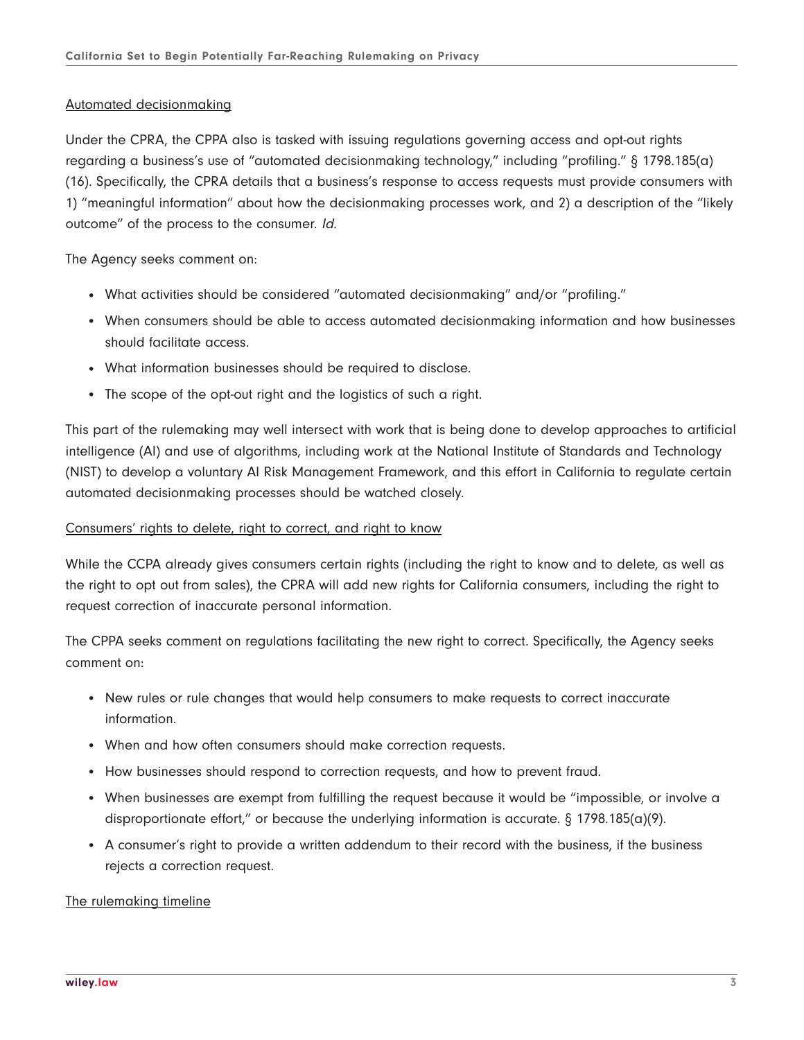<u>Automated decisionmaking</u>

Under the CPRA, the CPPA also is tasked with issuing regulations governing access and opt-out rights regarding a business's use of "automated decisionmaking technology," including "profiling." § 1798.185(a)(16). Specifically, the CPRA details that a business's response to access requests must provide consumers with 1) "meaningful information" about how the decisionmaking processes work, and 2) a description of the "likely outcome" of the process to the consumer. *Id.*

The Agency seeks comment on:

- What activities should be considered "automated decisionmaking" and/or "profiling."
- When consumers should be able to access automated decisionmaking information and how businesses should facilitate access.
- What information businesses should be required to disclose.
- The scope of the opt-out right and the logistics of such a right.

This part of the rulemaking may well intersect with work that is being done to develop approaches to artificial intelligence (AI) and use of algorithms, including work at the National Institute of Standards and Technology (NIST) to develop a voluntary AI Risk Management Framework, and this effort in California to regulate certain automated decisionmaking processes should be watched closely.

<u>Consumers' rights to delete, right to correct, and right to know</u>

While the CCPA already gives consumers certain rights (including the right to know and to delete, as well as the right to opt out from sales), the CPRA will add new rights for California consumers, including the right to request correction of inaccurate personal information.

The CPPA seeks comment on regulations facilitating the new right to correct. Specifically, the Agency seeks comment on:

- New rules or rule changes that would help consumers to make requests to correct inaccurate information.
- When and how often consumers should make correction requests.
- How businesses should respond to correction requests, and how to prevent fraud.
- When businesses are exempt from fulfilling the request because it would be "impossible, or involve a disproportionate effort," or because the underlying information is accurate. § 1798.185(a)(9).
- A consumer's right to provide a written addendum to their record with the business, if the business rejects a correction request.

<u>The rulemaking timeline</u>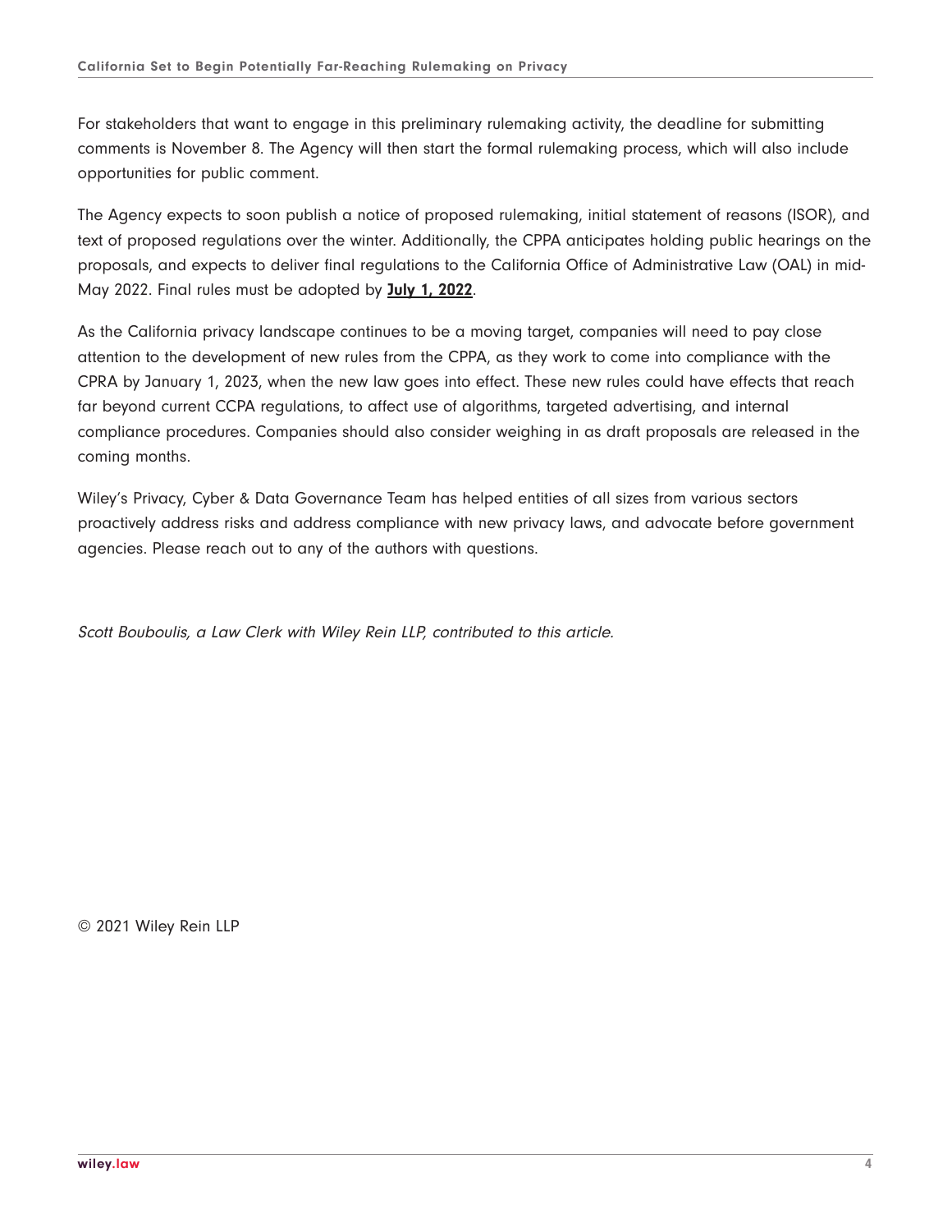For stakeholders that want to engage in this preliminary rulemaking activity, the deadline for submitting comments is November 8. The Agency will then start the formal rulemaking process, which will also include opportunities for public comment.

The Agency expects to soon publish a notice of proposed rulemaking, initial statement of reasons (ISOR), and text of proposed regulations over the winter. Additionally, the CPPA anticipates holding public hearings on the proposals, and expects to deliver final regulations to the California Office of Administrative Law (OAL) in mid-May 2022. Final rules must be adopted by **July 1, 2022**.

As the California privacy landscape continues to be a moving target, companies will need to pay close attention to the development of new rules from the CPPA, as they work to come into compliance with the CPRA by January 1, 2023, when the new law goes into effect. These new rules could have effects that reach far beyond current CCPA regulations, to affect use of algorithms, targeted advertising, and internal compliance procedures. Companies should also consider weighing in as draft proposals are released in the coming months.

Wiley's Privacy, Cyber & Data Governance Team has helped entities of all sizes from various sectors proactively address risks and address compliance with new privacy laws, and advocate before government agencies. Please reach out to any of the authors with questions.

*Scott Bouboulis, a Law Clerk with Wiley Rein LLP, contributed to this article.*

© 2021 Wiley Rein LLP